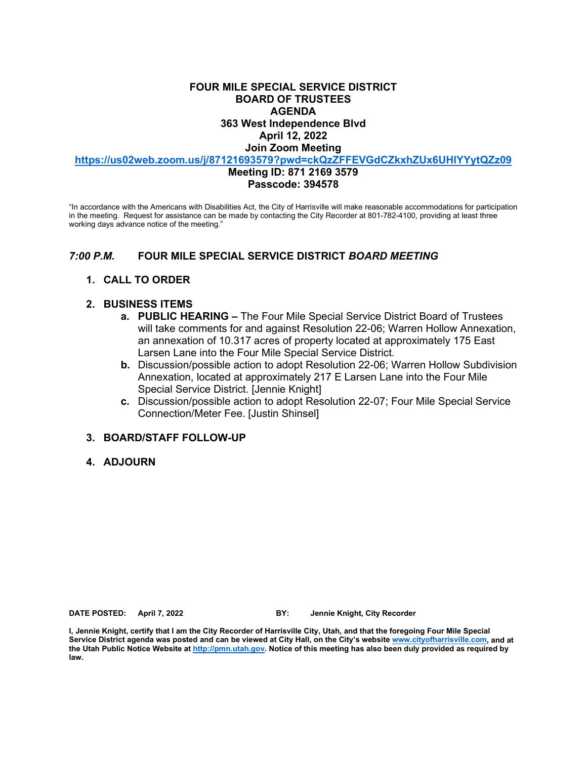# FOUR MILE SPECIAL SERVICE DISTRICT
# BOARD OF TRUSTEES
# AGENDA

**363 West Independence Blvd**
**April 12, 2022**
**Join Zoom Meeting**
**https://us02web.zoom.us/j/87121693579?pwd=ckQzZFFEVGdCZkxhZUx6UHlYYytQZz09**
**Meeting ID: 871 2169 3579**
**Passcode: 394578**

"In accordance with the Americans with Disabilities Act, the City of Harrisville will make reasonable accommodations for participation in the meeting. Request for assistance can be made by contacting the City Recorder at 801-782-4100, providing at least three working days advance notice of the meeting."

## *7:00 P.M.* FOUR MILE SPECIAL SERVICE DISTRICT *BOARD MEETING*

1. **CALL TO ORDER**

2. **BUSINESS ITEMS**
   - **a. PUBLIC HEARING –** The Four Mile Special Service District Board of Trustees will take comments for and against Resolution 22-06; Warren Hollow Annexation, an annexation of 10.317 acres of property located at approximately 175 East Larsen Lane into the Four Mile Special Service District.
   - **b.** Discussion/possible action to adopt Resolution 22-06; Warren Hollow Subdivision Annexation, located at approximately 217 E Larsen Lane into the Four Mile Special Service District. [Jennie Knight]
   - **c.** Discussion/possible action to adopt Resolution 22-07; Four Mile Special Service Connection/Meter Fee. [Justin Shinsel]

3. **BOARD/STAFF FOLLOW-UP**

4. **ADJOURN**

**DATE POSTED: April 7, 2022 BY: Jennie Knight, City Recorder**

**I, Jennie Knight, certify that I am the City Recorder of Harrisville City, Utah, and that the foregoing Four Mile Special Service District agenda was posted and can be viewed at City Hall, on the City's website www.cityofharrisville.com, and at the Utah Public Notice Website at http://pmn.utah.gov. Notice of this meeting has also been duly provided as required by law.**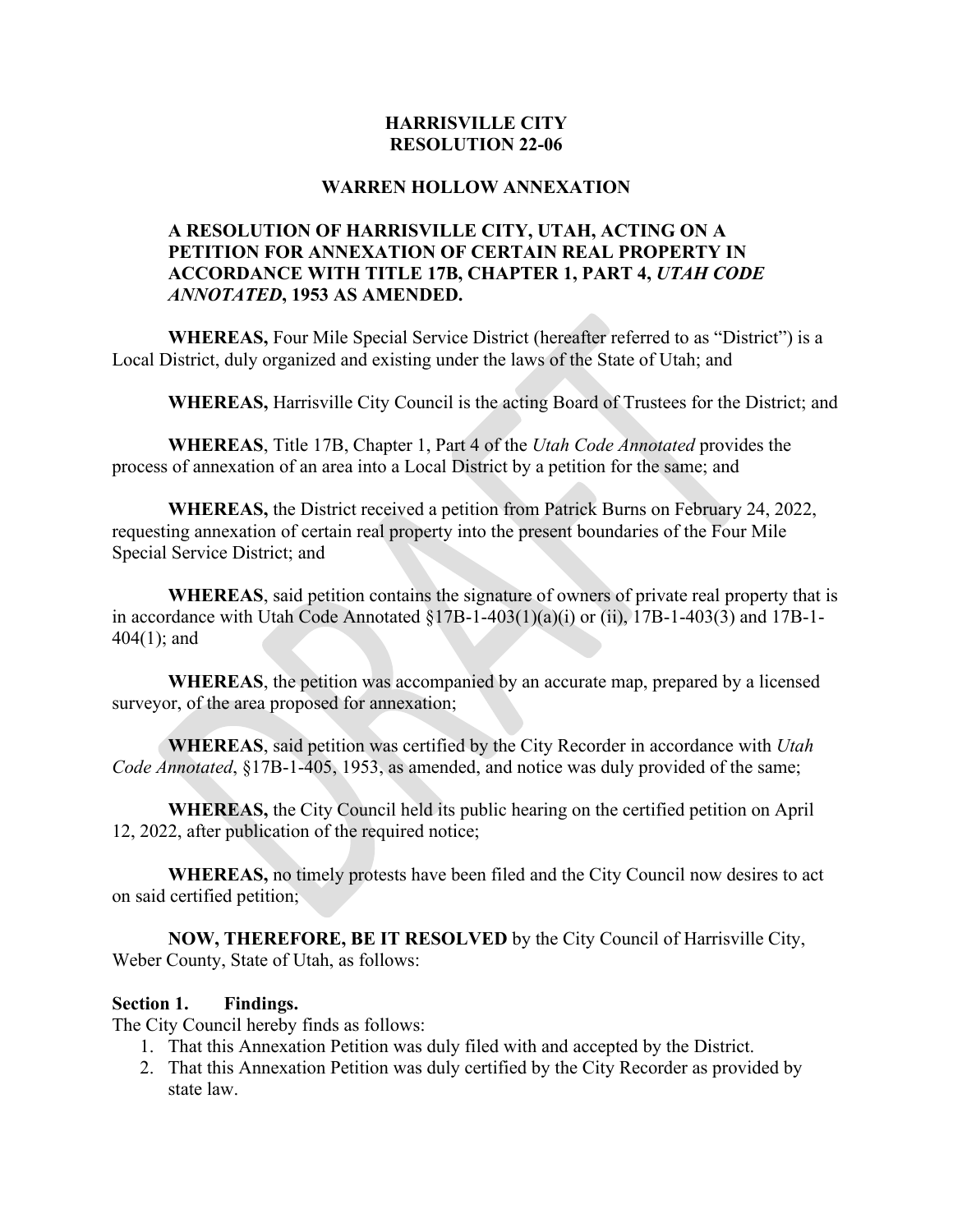# HARRISVILLE CITY
# RESOLUTION 22-06

## WARREN HOLLOW ANNEXATION

**A RESOLUTION OF HARRISVILLE CITY, UTAH, ACTING ON A PETITION FOR ANNEXATION OF CERTAIN REAL PROPERTY IN ACCORDANCE WITH TITLE 17B, CHAPTER 1, PART 4, *UTAH CODE ANNOTATED*, 1953 AS AMENDED.**

**WHEREAS,** Four Mile Special Service District (hereafter referred to as "District") is a Local District, duly organized and existing under the laws of the State of Utah; and

**WHEREAS,** Harrisville City Council is the acting Board of Trustees for the District; and

**WHEREAS**, Title 17B, Chapter 1, Part 4 of the *Utah Code Annotated* provides the process of annexation of an area into a Local District by a petition for the same; and

**WHEREAS,** the District received a petition from Patrick Burns on February 24, 2022, requesting annexation of certain real property into the present boundaries of the Four Mile Special Service District; and

**WHEREAS**, said petition contains the signature of owners of private real property that is in accordance with Utah Code Annotated §17B-1-403(1)(a)(i) or (ii), 17B-1-403(3) and 17B-1-404(1); and

**WHEREAS**, the petition was accompanied by an accurate map, prepared by a licensed surveyor, of the area proposed for annexation;

**WHEREAS**, said petition was certified by the City Recorder in accordance with *Utah Code Annotated*, §17B-1-405, 1953, as amended, and notice was duly provided of the same;

**WHEREAS,** the City Council held its public hearing on the certified petition on April 12, 2022, after publication of the required notice;

**WHEREAS,** no timely protests have been filed and the City Council now desires to act on said certified petition;

**NOW, THEREFORE, BE IT RESOLVED** by the City Council of Harrisville City, Weber County, State of Utah, as follows:

**Section 1. Findings.**

The City Council hereby finds as follows:

1. That this Annexation Petition was duly filed with and accepted by the District.
2. That this Annexation Petition was duly certified by the City Recorder as provided by state law.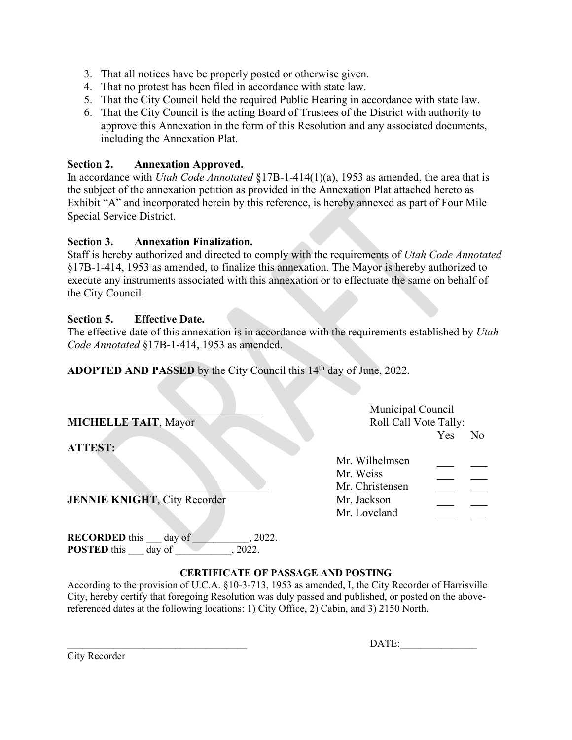3. That all notices have be properly posted or otherwise given.
4. That no protest has been filed in accordance with state law.
5. That the City Council held the required Public Hearing in accordance with state law.
6. That the City Council is the acting Board of Trustees of the District with authority to approve this Annexation in the form of this Resolution and any associated documents, including the Annexation Plat.

**Section 2. Annexation Approved.**
In accordance with *Utah Code Annotated* §17B-1-414(1)(a), 1953 as amended, the area that is the subject of the annexation petition as provided in the Annexation Plat attached hereto as Exhibit "A" and incorporated herein by this reference, is hereby annexed as part of Four Mile Special Service District.

**Section 3. Annexation Finalization.**
Staff is hereby authorized and directed to comply with the requirements of *Utah Code Annotated* §17B-1-414, 1953 as amended, to finalize this annexation. The Mayor is hereby authorized to execute any instruments associated with this annexation or to effectuate the same on behalf of the City Council.

**Section 5. Effective Date.**
The effective date of this annexation is in accordance with the requirements established by *Utah Code Annotated* §17B-1-414, 1953 as amended.

**ADOPTED AND PASSED** by the City Council this 14th day of June, 2022.

\_\_\_\_\_\_\_\_\_\_\_\_\_\_\_\_\_\_\_\_\_\_\_\_\_\_\_\_\_\_\_\_\_\_\_\_
**MICHELLE TAIT**, Mayor

**ATTEST:**

\_\_\_\_\_\_\_\_\_\_\_\_\_\_\_\_\_\_\_\_\_\_\_\_\_\_\_\_\_\_\_\_\_\_\_\_
**JENNIE KNIGHT**, City Recorder

Municipal Council
Roll Call Vote Tally:

| | Yes | No |
|---|---|---|
| Mr. Wilhelmsen | ___ | ___ |
| Mr. Weiss | ___ | ___ |
| Mr. Christensen | ___ | ___ |
| Mr. Jackson | ___ | ___ |
| Mr. Loveland | ___ | ___ |

**RECORDED** this ___ day of ___________, 2022.
**POSTED** this ___ day of ___________, 2022.

**CERTIFICATE OF PASSAGE AND POSTING**

According to the provision of U.C.A. §10-3-713, 1953 as amended, I, the City Recorder of Harrisville City, hereby certify that foregoing Resolution was duly passed and published, or posted on the above-referenced dates at the following locations: 1) City Office, 2) Cabin, and 3) 2150 North.

\_\_\_\_\_\_\_\_\_\_\_\_\_\_\_\_\_\_\_\_\_\_\_\_\_\_\_\_\_\_\_\_\_\_\_\_ DATE:\_\_\_\_\_\_\_\_\_\_\_\_\_\_\_
City Recorder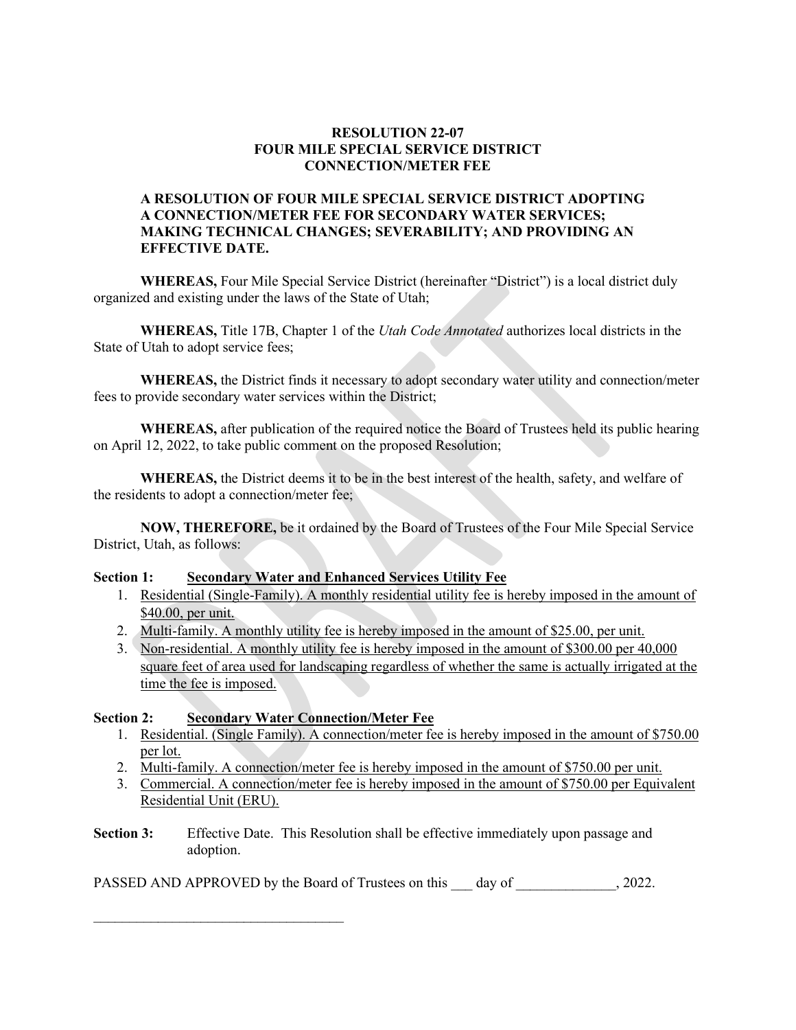**RESOLUTION 22-07**
**FOUR MILE SPECIAL SERVICE DISTRICT**
**CONNECTION/METER FEE**

**A RESOLUTION OF FOUR MILE SPECIAL SERVICE DISTRICT ADOPTING A CONNECTION/METER FEE FOR SECONDARY WATER SERVICES; MAKING TECHNICAL CHANGES; SEVERABILITY; AND PROVIDING AN EFFECTIVE DATE.**

**WHEREAS,** Four Mile Special Service District (hereinafter "District") is a local district duly organized and existing under the laws of the State of Utah;

**WHEREAS,** Title 17B, Chapter 1 of the *Utah Code Annotated* authorizes local districts in the State of Utah to adopt service fees;

**WHEREAS,** the District finds it necessary to adopt secondary water utility and connection/meter fees to provide secondary water services within the District;

**WHEREAS,** after publication of the required notice the Board of Trustees held its public hearing on April 12, 2022, to take public comment on the proposed Resolution;

**WHEREAS,** the District deems it to be in the best interest of the health, safety, and welfare of the residents to adopt a connection/meter fee;

**NOW, THEREFORE,** be it ordained by the Board of Trustees of the Four Mile Special Service District, Utah, as follows:

**Section 1: Secondary Water and Enhanced Services Utility Fee**

1. Residential (Single-Family). A monthly residential utility fee is hereby imposed in the amount of $40.00, per unit.
2. Multi-family. A monthly utility fee is hereby imposed in the amount of $25.00, per unit.
3. Non-residential. A monthly utility fee is hereby imposed in the amount of $300.00 per 40,000 square feet of area used for landscaping regardless of whether the same is actually irrigated at the time the fee is imposed.

**Section 2: Secondary Water Connection/Meter Fee**

1. Residential. (Single Family). A connection/meter fee is hereby imposed in the amount of $750.00 per lot.
2. Multi-family. A connection/meter fee is hereby imposed in the amount of $750.00 per unit.
3. Commercial. A connection/meter fee is hereby imposed in the amount of $750.00 per Equivalent Residential Unit (ERU).

**Section 3:** Effective Date. This Resolution shall be effective immediately upon passage and adoption.

PASSED AND APPROVED by the Board of Trustees on this ___ day of ______________, 2022.

____________________________________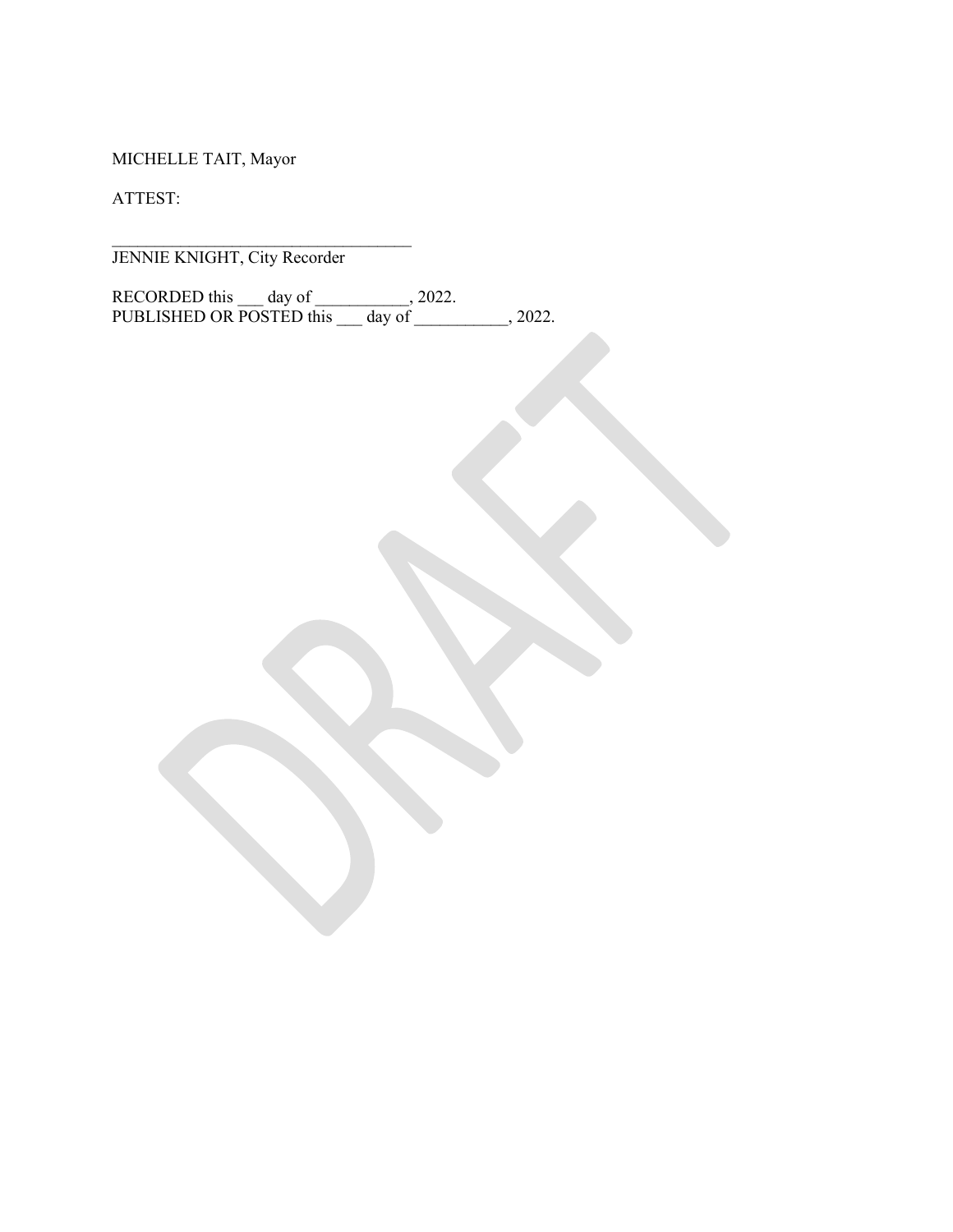MICHELLE TAIT, Mayor

ATTEST:

\_\_\_\_\_\_\_\_\_\_\_\_\_\_\_\_\_\_\_\_\_\_\_\_\_\_\_\_\_\_\_\_\_\_\_\_

JENNIE KNIGHT, City Recorder

RECORDED this ___ day of ___________, 2022.
PUBLISHED OR POSTED this ___ day of ___________, 2022.